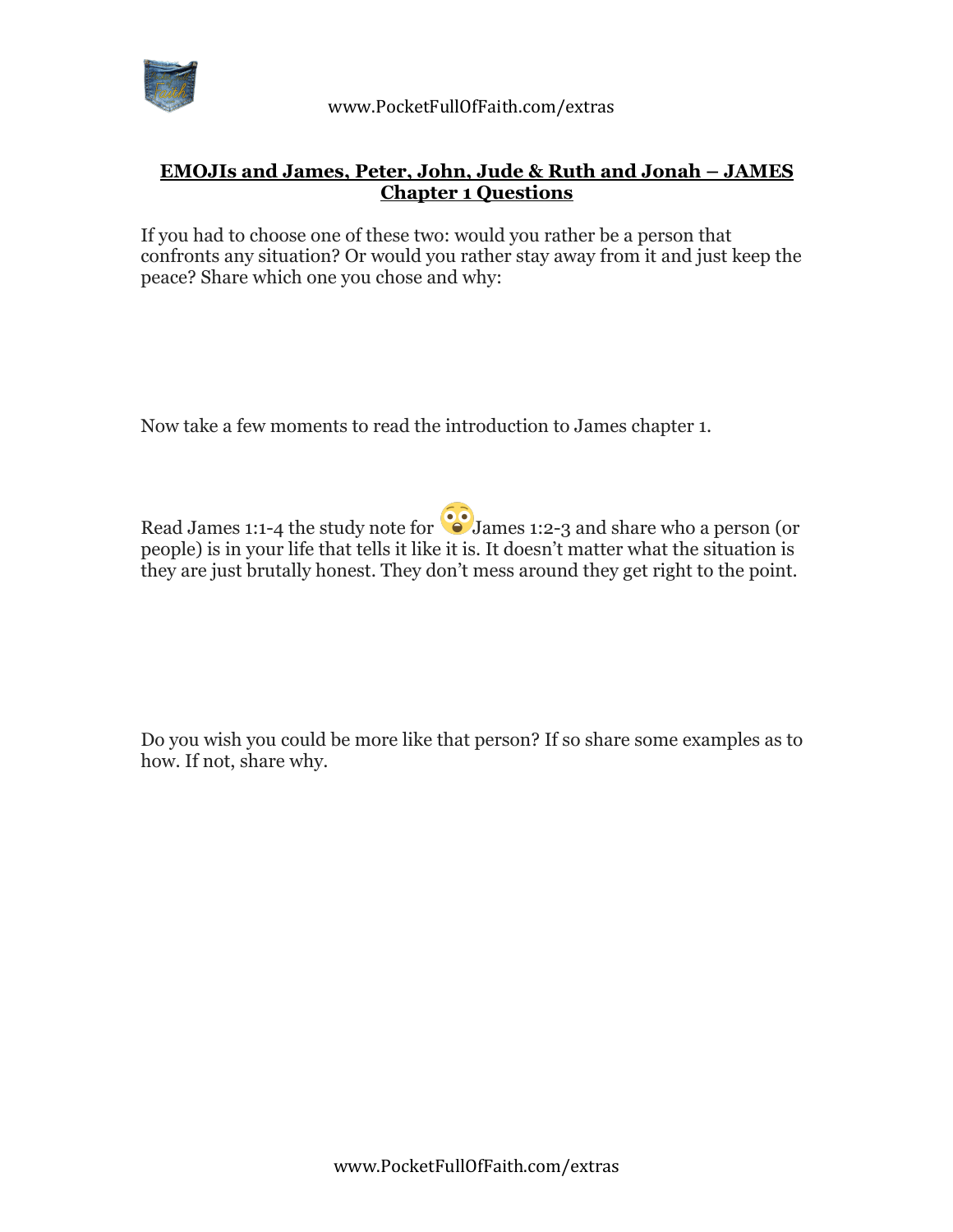## EMOJIs and James, Peter, John, Jude & Ruth and Jonah – JAMES Chapter 1 Questions

If you had to choose one of these two: would you rather be a person that confronts any situation? Or would you rather stay away from it and just keep the peace? Share which one you chose and why:

Now take a few moments to read the introduction to James chapter 1.

Read James 1:1-4 the study note for 😳James 1:2-3 and share who a person (or people) is in your life that tells it like it is. It doesn't matter what the situation is they are just brutally honest. They don't mess around they get right to the point.

Do you wish you could be more like that person? If so share some examples as to how. If not, share why.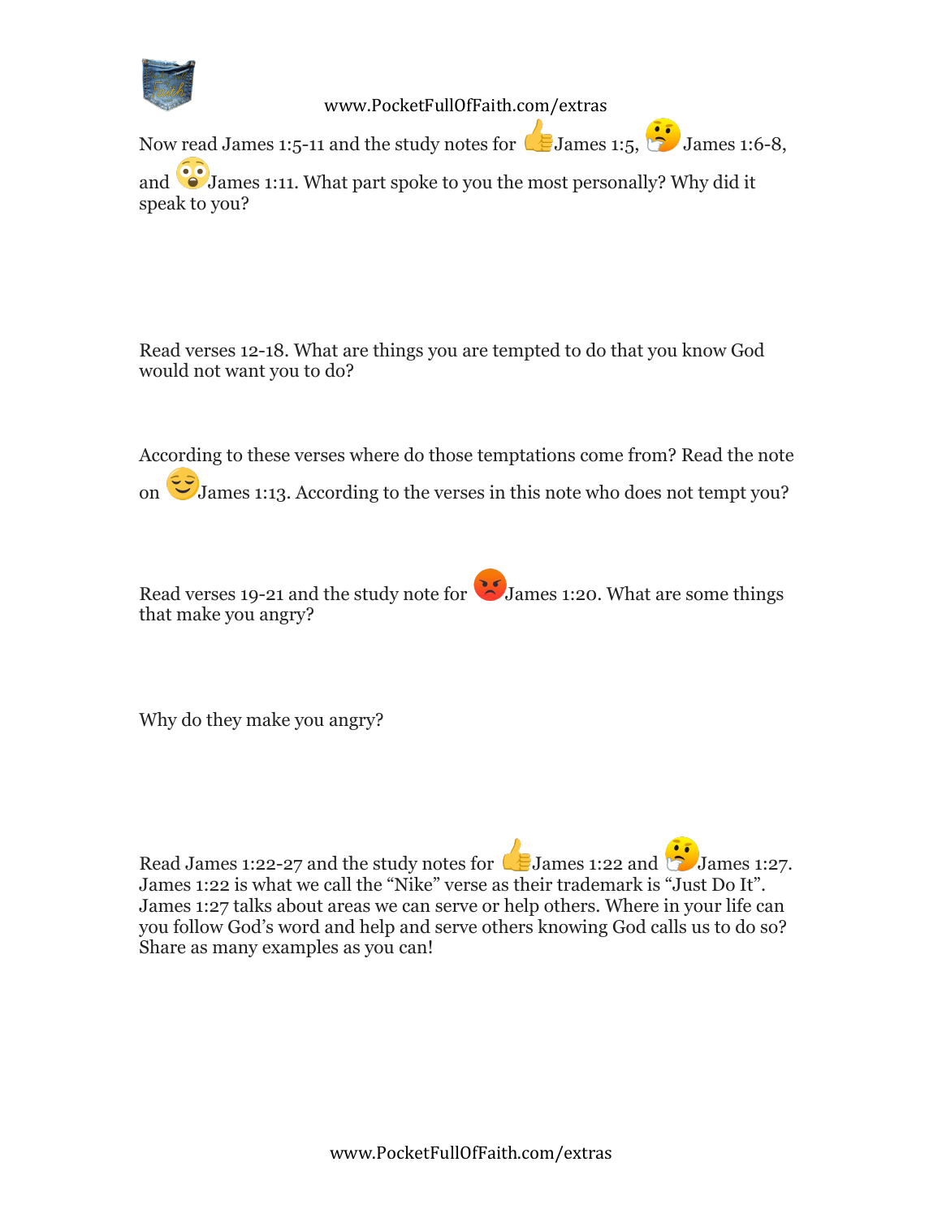Now read James 1:5-11 and the study notes for 👍James 1:5, 🤔James 1:6-8, and 😳James 1:11. What part spoke to you the most personally? Why did it speak to you?

Read verses 12-18. What are things you are tempted to do that you know God would not want you to do?

According to these verses where do those temptations come from? Read the note on 😌James 1:13. According to the verses in this note who does not tempt you?

Read verses 19-21 and the study note for 😡James 1:20. What are some things that make you angry?

Why do they make you angry?

Read James 1:22-27 and the study notes for 👍James 1:22 and 🤔James 1:27. James 1:22 is what we call the "Nike" verse as their trademark is "Just Do It". James 1:27 talks about areas we can serve or help others. Where in your life can you follow God's word and help and serve others knowing God calls us to do so? Share as many examples as you can!